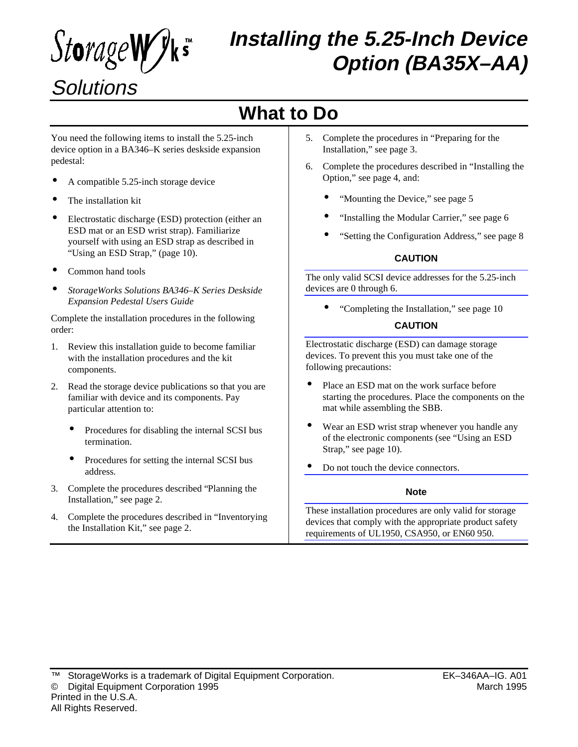# StorageWorks™ Solutions

# Installing the 5.25-Inch Device Option (BA35X–AA)

## What to Do

You need the following items to install the 5.25-inch device option in a BA346–K series deskside expansion pedestal:

- A compatible 5.25-inch storage device
- The installation kit
- Electrostatic discharge (ESD) protection (either an ESD mat or an ESD wrist strap). Familiarize yourself with using an ESD strap as described in "Using an ESD Strap," (page 10).
- Common hand tools
- *StorageWorks Solutions BA346–K Series Deskside Expansion Pedestal Users Guide*

Complete the installation procedures in the following order:

1. Review this installation guide to become familiar with the installation procedures and the kit components.
2. Read the storage device publications so that you are familiar with device and its components. Pay particular attention to:
   - Procedures for disabling the internal SCSI bus termination.
   - Procedures for setting the internal SCSI bus address.
3. Complete the procedures described "Planning the Installation," see page 2.
4. Complete the procedures described in "Inventorying the Installation Kit," see page 2.
5. Complete the procedures in "Preparing for the Installation," see page 3.
6. Complete the procedures described in "Installing the Option," see page 4, and:
   - "Mounting the Device," see page 5
   - "Installing the Modular Carrier," see page 6
   - "Setting the Configuration Address," see page 8

**CAUTION**

The only valid SCSI device addresses for the 5.25-inch devices are 0 through 6.

   - "Completing the Installation," see page 10

**CAUTION**

Electrostatic discharge (ESD) can damage storage devices. To prevent this you must take one of the following precautions:

- Place an ESD mat on the work surface before starting the procedures. Place the components on the mat while assembling the SBB.
- Wear an ESD wrist strap whenever you handle any of the electronic components (see "Using an ESD Strap," see page 10).
- Do not touch the device connectors.

**Note**

These installation procedures are only valid for storage devices that comply with the appropriate product safety requirements of UL1950, CSA950, or EN60 950.

™ StorageWorks is a trademark of Digital Equipment Corporation.
© Digital Equipment Corporation 1995
Printed in the U.S.A.
All Rights Reserved.

EK–346AA–IG. A01
March 1995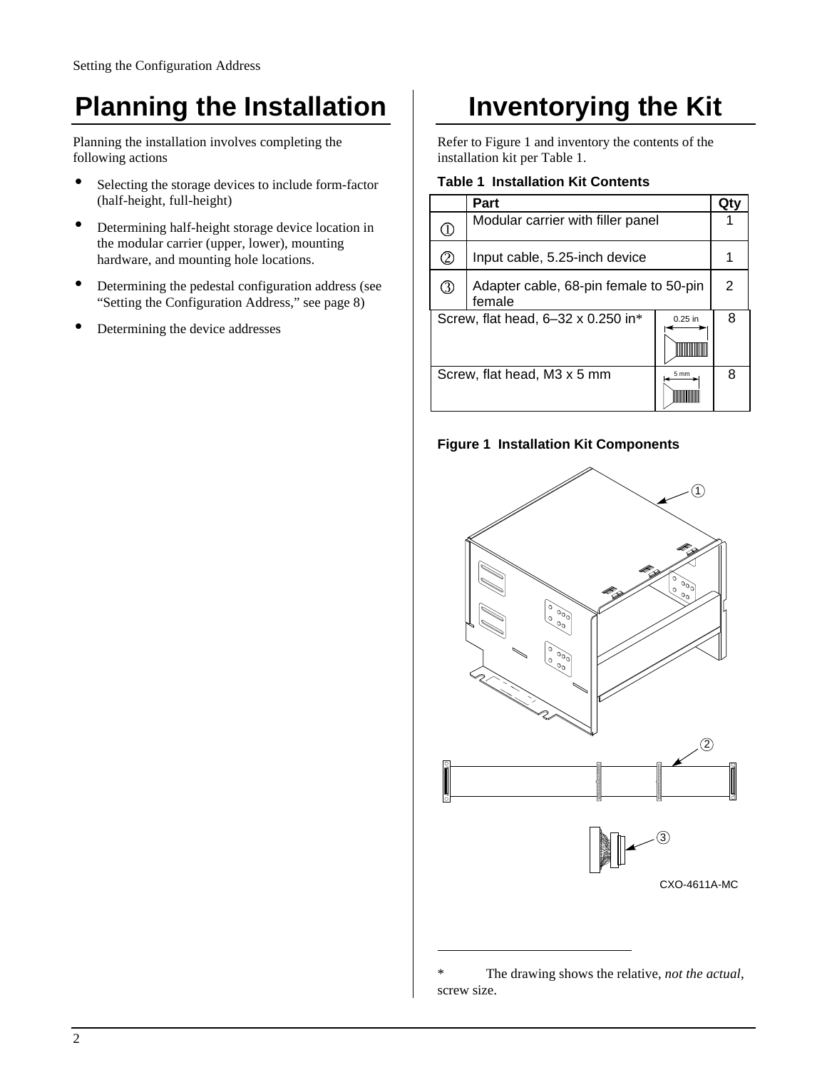# Planning the Installation

Planning the installation involves completing the following actions

- Selecting the storage devices to include form-factor (half-height, full-height)
- Determining half-height storage device location in the modular carrier (upper, lower), mounting hardware, and mounting hole locations.
- Determining the pedestal configuration address (see “Setting the Configuration Address,” see page 8)
- Determining the device addresses

# Inventorying the Kit

Refer to Figure 1 and inventory the contents of the installation kit per Table 1.

**Table 1 Installation Kit Contents**

| | Part | | Qty |
|---|---|---|---|
| ① | Modular carrier with filler panel | | 1 |
| ② | Input cable, 5.25-inch device | | 1 |
| ③ | Adapter cable, 68-pin female to 50-pin female | | 2 |
| | Screw, flat head, 6–32 x 0.250 in* | 0.25 in | 8 |
| | Screw, flat head, M3 x 5 mm | 5 mm | 8 |

**Figure 1 Installation Kit Components**

CXO-4611A-MC

\* The drawing shows the relative, *not the actual*, screw size.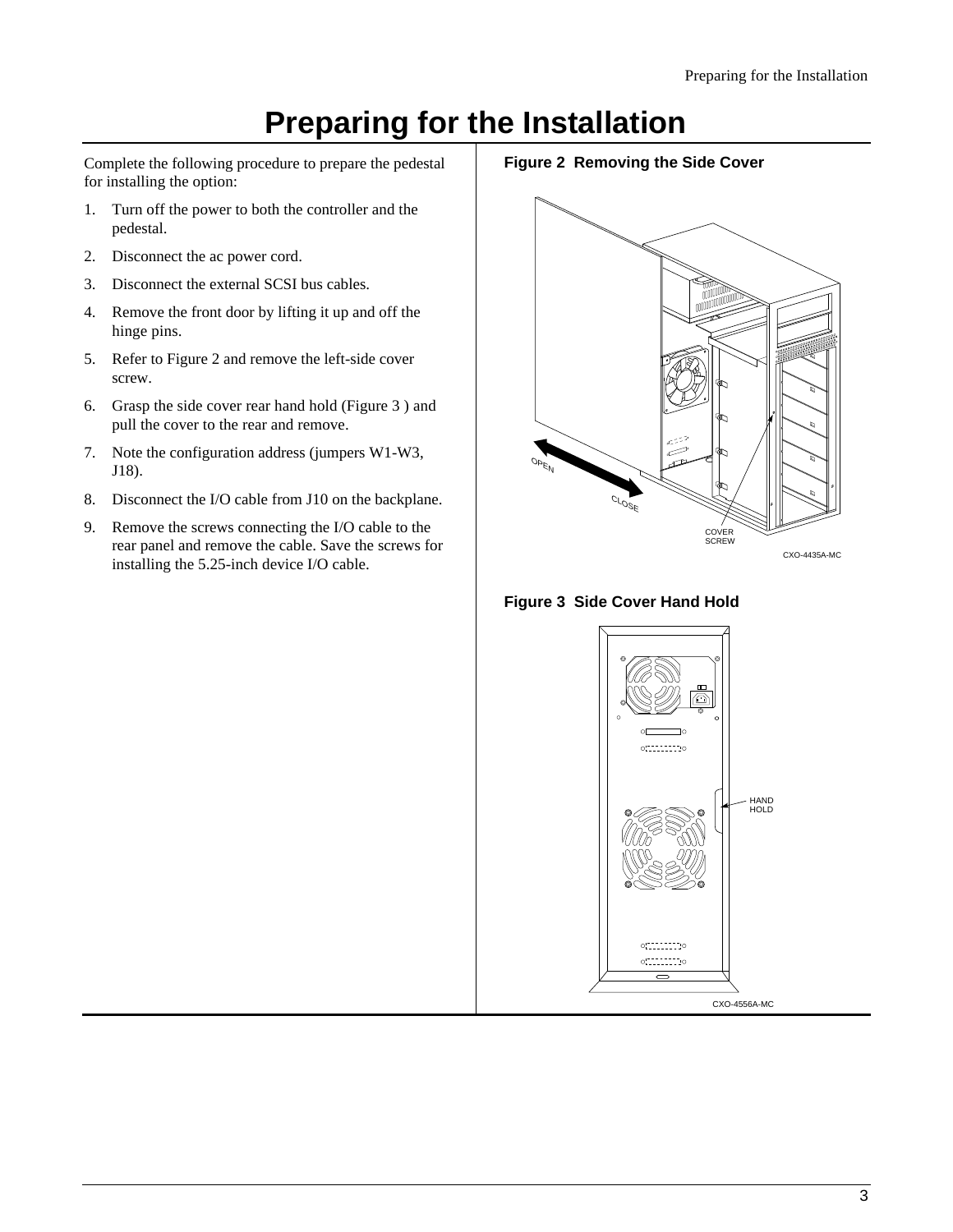# Preparing for the Installation

Complete the following procedure to prepare the pedestal for installing the option:

1. Turn off the power to both the controller and the pedestal.
2. Disconnect the ac power cord.
3. Disconnect the external SCSI bus cables.
4. Remove the front door by lifting it up and off the hinge pins.
5. Refer to Figure 2 and remove the left-side cover screw.
6. Grasp the side cover rear hand hold (Figure 3 ) and pull the cover to the rear and remove.
7. Note the configuration address (jumpers W1-W3, J18).
8. Disconnect the I/O cable from J10 on the backplane.
9. Remove the screws connecting the I/O cable to the rear panel and remove the cable. Save the screws for installing the 5.25-inch device I/O cable.

**Figure 2 Removing the Side Cover**

**Figure 3 Side Cover Hand Hold**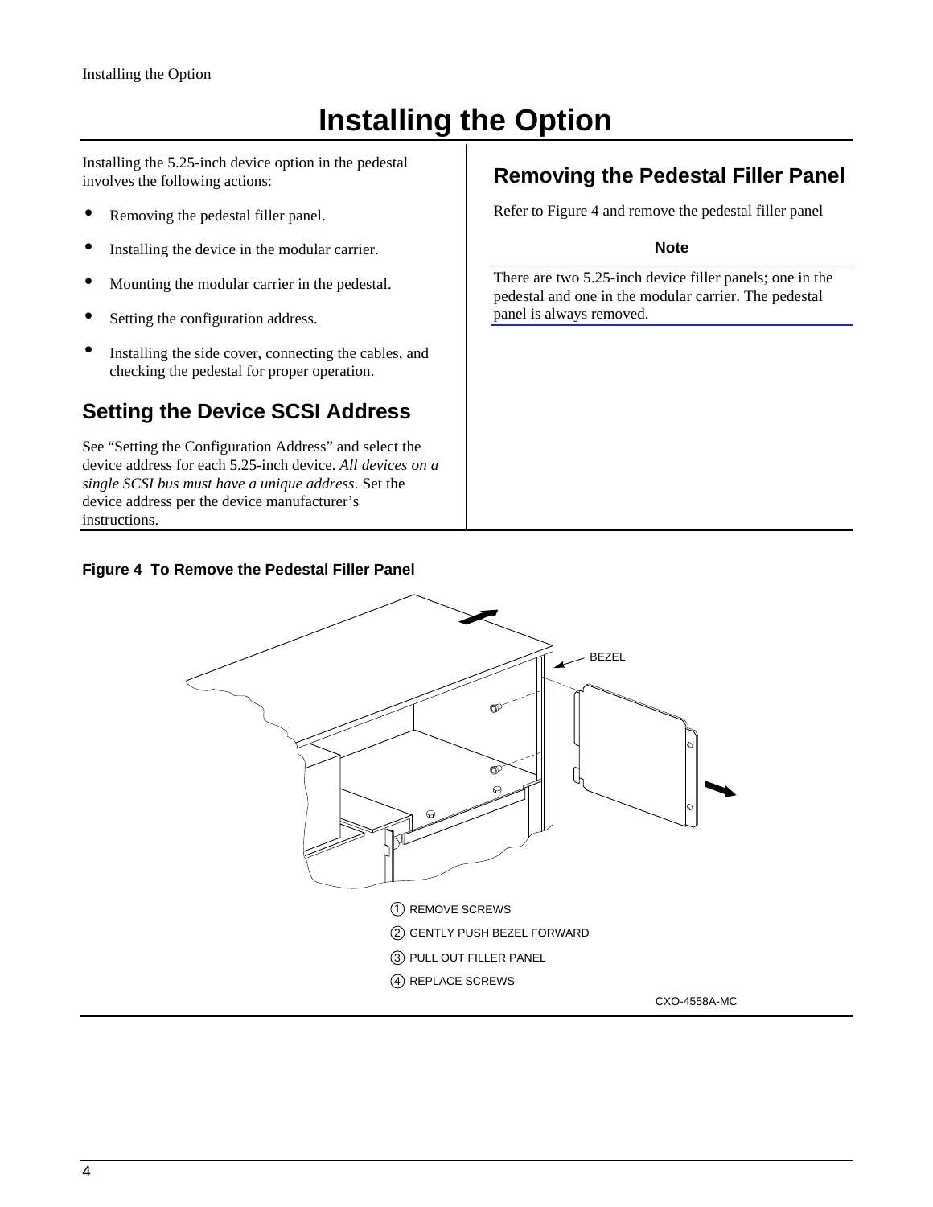# Installing the Option

Installing the 5.25-inch device option in the pedestal involves the following actions:

- Removing the pedestal filler panel.
- Installing the device in the modular carrier.
- Mounting the modular carrier in the pedestal.
- Setting the configuration address.
- Installing the side cover, connecting the cables, and checking the pedestal for proper operation.

## Setting the Device SCSI Address

See "Setting the Configuration Address" and select the device address for each 5.25-inch device. *All devices on a single SCSI bus must have a unique address*. Set the device address per the device manufacturer's instructions.

## Removing the Pedestal Filler Panel

Refer to Figure 4 and remove the pedestal filler panel

**Note**

There are two 5.25-inch device filler panels; one in the pedestal and one in the modular carrier. The pedestal panel is always removed.

**Figure 4 To Remove the Pedestal Filler Panel**

BEZEL

1. REMOVE SCREWS
2. GENTLY PUSH BEZEL FORWARD
3. PULL OUT FILLER PANEL
4. REPLACE SCREWS

CXO-4558A-MC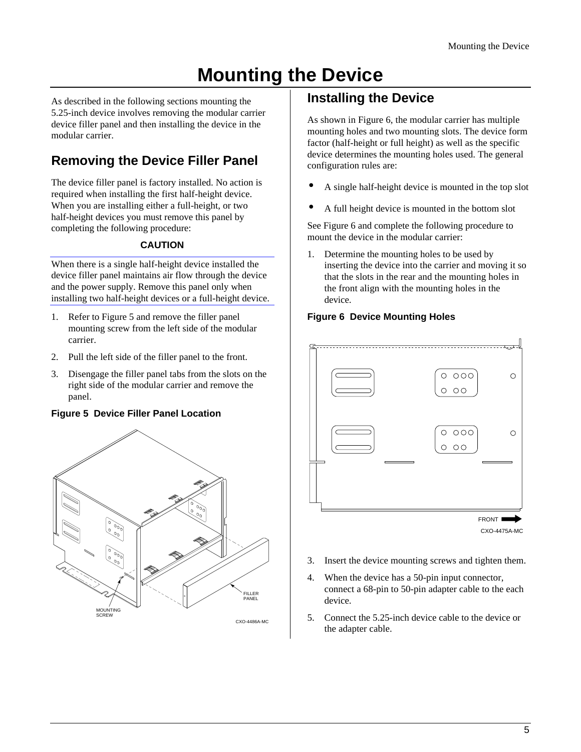# Mounting the Device

As described in the following sections mounting the 5.25-inch device involves removing the modular carrier device filler panel and then installing the device in the modular carrier.

## Removing the Device Filler Panel

The device filler panel is factory installed. No action is required when installing the first half-height device. When you are installing either a full-height, or two half-height devices you must remove this panel by completing the following procedure:

**CAUTION**

When there is a single half-height device installed the device filler panel maintains air flow through the device and the power supply. Remove this panel only when installing two half-height devices or a full-height device.

1. Refer to Figure 5 and remove the filler panel mounting screw from the left side of the modular carrier.
2. Pull the left side of the filler panel to the front.
3. Disengage the filler panel tabs from the slots on the right side of the modular carrier and remove the panel.

**Figure 5 Device Filler Panel Location**

MOUNTING SCREW

FILLER PANEL

CXO-4486A-MC

## Installing the Device

As shown in Figure 6, the modular carrier has multiple mounting holes and two mounting slots. The device form factor (half-height or full height) as well as the specific device determines the mounting holes used. The general configuration rules are:

- A single half-height device is mounted in the top slot
- A full height device is mounted in the bottom slot

See Figure 6 and complete the following procedure to mount the device in the modular carrier:

1. Determine the mounting holes to be used by inserting the device into the carrier and moving it so that the slots in the rear and the mounting holes in the front align with the mounting holes in the device.

**Figure 6 Device Mounting Holes**

FRONT

CXO-4475A-MC

3. Insert the device mounting screws and tighten them.
4. When the device has a 50-pin input connector, connect a 68-pin to 50-pin adapter cable to the each device.
5. Connect the 5.25-inch device cable to the device or the adapter cable.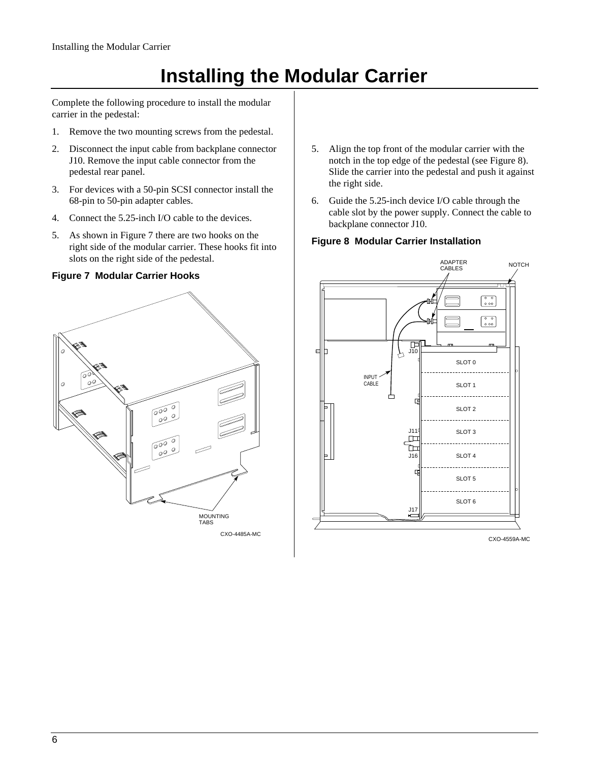# Installing the Modular Carrier

Complete the following procedure to install the modular carrier in the pedestal:

1. Remove the two mounting screws from the pedestal.
2. Disconnect the input cable from backplane connector J10. Remove the input cable connector from the pedestal rear panel.
3. For devices with a 50-pin SCSI connector install the 68-pin to 50-pin adapter cables.
4. Connect the 5.25-inch I/O cable to the devices.
5. As shown in Figure 7 there are two hooks on the right side of the modular carrier. These hooks fit into slots on the right side of the pedestal.

**Figure 7 Modular Carrier Hooks**

5. Align the top front of the modular carrier with the notch in the top edge of the pedestal (see Figure 8). Slide the carrier into the pedestal and push it against the right side.
6. Guide the 5.25-inch device I/O cable through the cable slot by the power supply. Connect the cable to backplane connector J10.

**Figure 8 Modular Carrier Installation**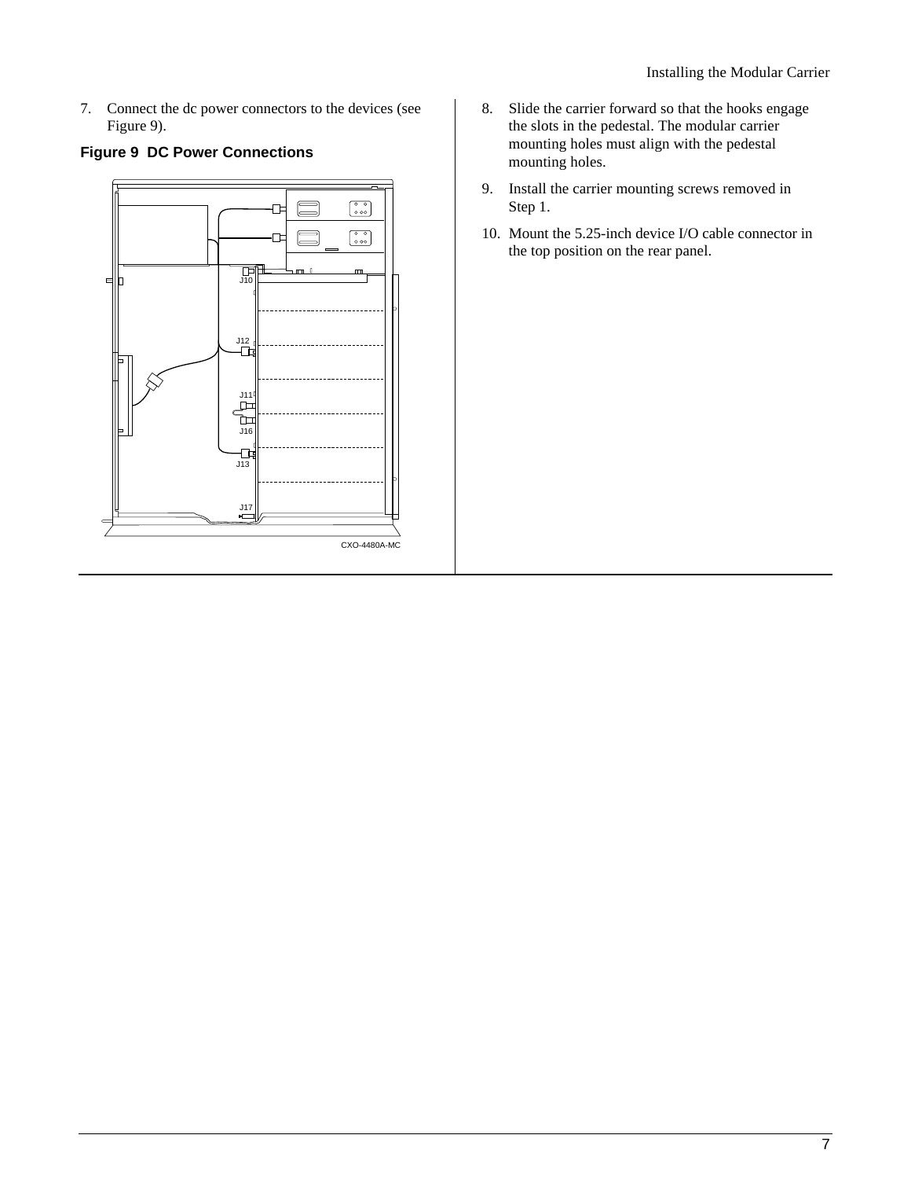7. Connect the dc power connectors to the devices (see Figure 9).

**Figure 9 DC Power Connections**

J10

J12

J11

J16

J13

J17

CXO-4480A-MC

8. Slide the carrier forward so that the hooks engage the slots in the pedestal. The modular carrier mounting holes must align with the pedestal mounting holes.
9. Install the carrier mounting screws removed in Step 1.
10. Mount the 5.25-inch device I/O cable connector in the top position on the rear panel.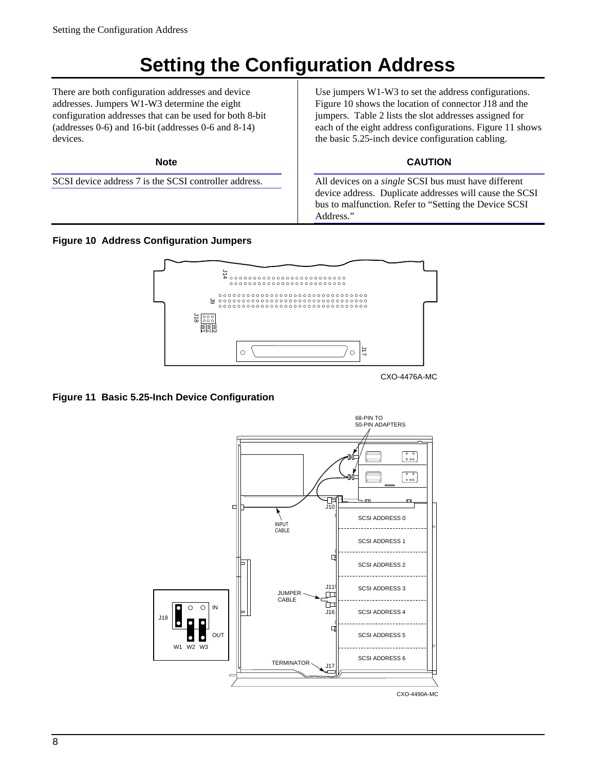# Setting the Configuration Address

There are both configuration addresses and device addresses. Jumpers W1-W3 determine the eight configuration addresses that can be used for both 8-bit (addresses 0-6) and 16-bit (addresses 0-6 and 8-14) devices.

**Note**

SCSI device address 7 is the SCSI controller address.

Use jumpers W1-W3 to set the address configurations. Figure 10 shows the location of connector J18 and the jumpers. Table 2 lists the slot addresses assigned for each of the eight address configurations. Figure 11 shows the basic 5.25-inch device configuration cabling.

**CAUTION**

All devices on a *single* SCSI bus must have different device address. Duplicate addresses will cause the SCSI bus to malfunction. Refer to "Setting the Device SCSI Address."

**Figure 10 Address Configuration Jumpers**

**Figure 11 Basic 5.25-Inch Device Configuration**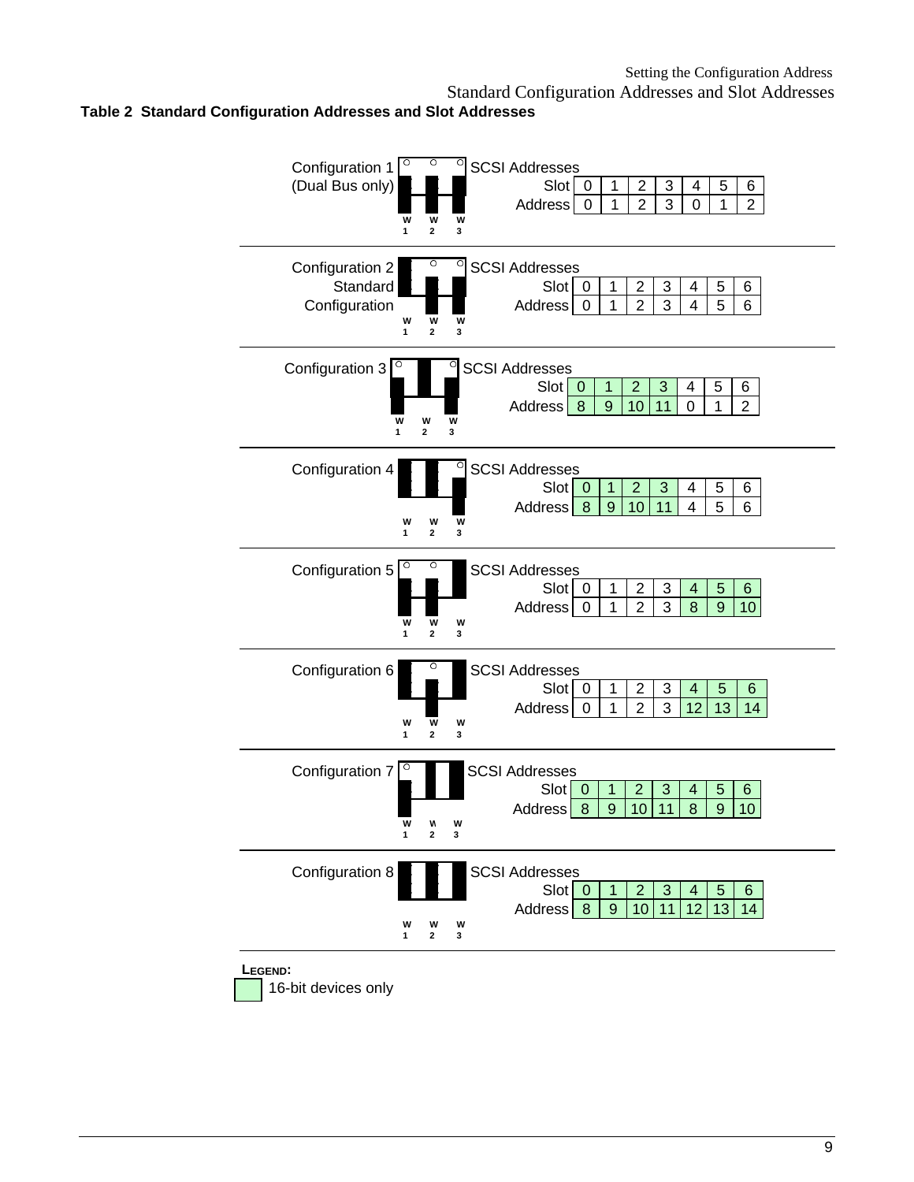**Table 2 Standard Configuration Addresses and Slot Addresses**

Configuration 1 (Dual Bus only) — W1 W2 W3

SCSI Addresses

| Slot | 0 | 1 | 2 | 3 | 4 | 5 | 6 |
|---|---|---|---|---|---|---|---|
| Address | 0 | 1 | 2 | 3 | 0 | 1 | 2 |

Configuration 2 Standard Configuration — W1 W2 W3

SCSI Addresses

| Slot | 0 | 1 | 2 | 3 | 4 | 5 | 6 |
|---|---|---|---|---|---|---|---|
| Address | 0 | 1 | 2 | 3 | 4 | 5 | 6 |

Configuration 3 — W1 W2 W3

SCSI Addresses

| Slot | 0 | 1 | 2 | 3 | 4 | 5 | 6 |
|---|---|---|---|---|---|---|---|
| Address | 8 | 9 | 10 | 11 | 0 | 1 | 2 |

Configuration 4 — W1 W2 W3

SCSI Addresses

| Slot | 0 | 1 | 2 | 3 | 4 | 5 | 6 |
|---|---|---|---|---|---|---|---|
| Address | 8 | 9 | 10 | 11 | 4 | 5 | 6 |

Configuration 5 — W1 W2 W3

SCSI Addresses

| Slot | 0 | 1 | 2 | 3 | 4 | 5 | 6 |
|---|---|---|---|---|---|---|---|
| Address | 0 | 1 | 2 | 3 | 8 | 9 | 10 |

Configuration 6 — W1 W2 W3

SCSI Addresses

| Slot | 0 | 1 | 2 | 3 | 4 | 5 | 6 |
|---|---|---|---|---|---|---|---|
| Address | 0 | 1 | 2 | 3 | 12 | 13 | 14 |

Configuration 7 — W1 W2 W3

SCSI Addresses

| Slot | 0 | 1 | 2 | 3 | 4 | 5 | 6 |
|---|---|---|---|---|---|---|---|
| Address | 8 | 9 | 10 | 11 | 8 | 9 | 10 |

Configuration 8 — W1 W2 W3

SCSI Addresses

| Slot | 0 | 1 | 2 | 3 | 4 | 5 | 6 |
|---|---|---|---|---|---|---|---|
| Address | 8 | 9 | 10 | 11 | 12 | 13 | 14 |

**LEGEND:**

(shaded) 16-bit devices only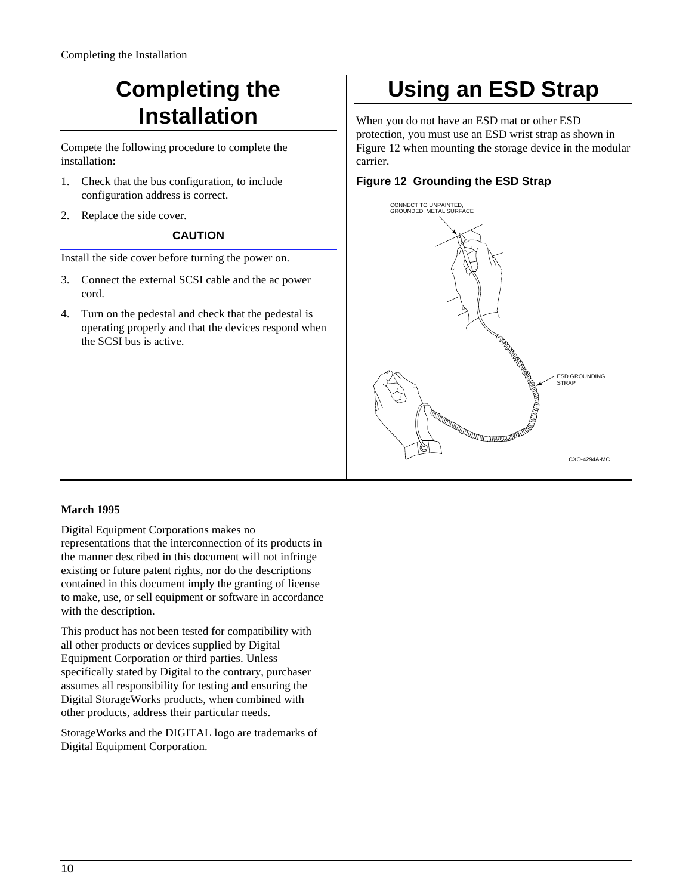# Completing the Installation

Compete the following procedure to complete the installation:

1. Check that the bus configuration, to include configuration address is correct.
2. Replace the side cover.

**CAUTION**

Install the side cover before turning the power on.

3. Connect the external SCSI cable and the ac power cord.
4. Turn on the pedestal and check that the pedestal is operating properly and that the devices respond when the SCSI bus is active.

# Using an ESD Strap

When you do not have an ESD mat or other ESD protection, you must use an ESD wrist strap as shown in Figure 12 when mounting the storage device in the modular carrier.

**Figure 12 Grounding the ESD Strap**

CONNECT TO UNPAINTED, GROUNDED, METAL SURFACE

ESD GROUNDING STRAP

CXO-4294A-MC

**March 1995**

Digital Equipment Corporations makes no representations that the interconnection of its products in the manner described in this document will not infringe existing or future patent rights, nor do the descriptions contained in this document imply the granting of license to make, use, or sell equipment or software in accordance with the description.

This product has not been tested for compatibility with all other products or devices supplied by Digital Equipment Corporation or third parties. Unless specifically stated by Digital to the contrary, purchaser assumes all responsibility for testing and ensuring the Digital StorageWorks products, when combined with other products, address their particular needs.

StorageWorks and the DIGITAL logo are trademarks of Digital Equipment Corporation.